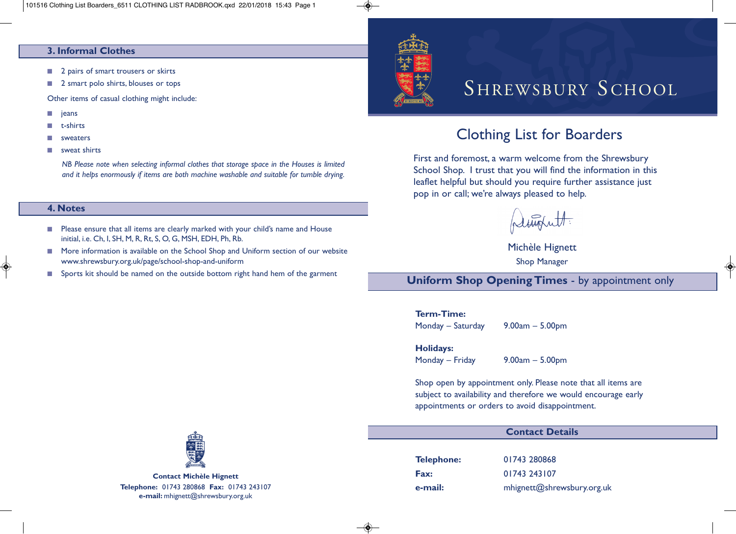## 3. Informal Clothes

- 2 pairs of smart trousers or skirts
- 2 smart polo shirts, blouses or tops

Other items of casual clothing might include:

- jeans
- t-shirts
- sweaters
- sweat shirts

*NB Please note when selecting informal clothes that storage space in the Houses is limited and it helps enormously if items are both machine washable and suitable for tumble drying.*

## 4. Notes

- Please ensure that all items are clearly marked with your child's name and House initial, i.e. Ch, I, SH, M, R, Rt, S, O, G, MSH, EDH, Ph, Rb.
- More information is available on the School Shop and Uniform section of our website www.shrewsbury.org.uk/page/school-shop-and-uniform
- Sports kit should be named on the outside bottom right hand hem of the garment

**Contact Michèle Hignett**
**Telephone:** 01743 280868 **Fax:** 01743 243107
**e-mail:** mhignett@shrewsbury.org.uk

# Shrewsbury School

## Clothing List for Boarders

First and foremost, a warm welcome from the Shrewsbury School Shop. I trust that you will find the information in this leaflet helpful but should you require further assistance just pop in or call; we're always pleased to help.

Michèle Hignett
Shop Manager

## Uniform Shop Opening Times - by appointment only

**Term-Time:**
Monday – Saturday 9.00am – 5.00pm

**Holidays:**
Monday – Friday 9.00am – 5.00pm

Shop open by appointment only. Please note that all items are subject to availability and therefore we would encourage early appointments or orders to avoid disappointment.

## Contact Details

| | |
|---|---|
| **Telephone:** | 01743 280868 |
| **Fax:** | 01743 243107 |
| **e-mail:** | mhignett@shrewsbury.org.uk |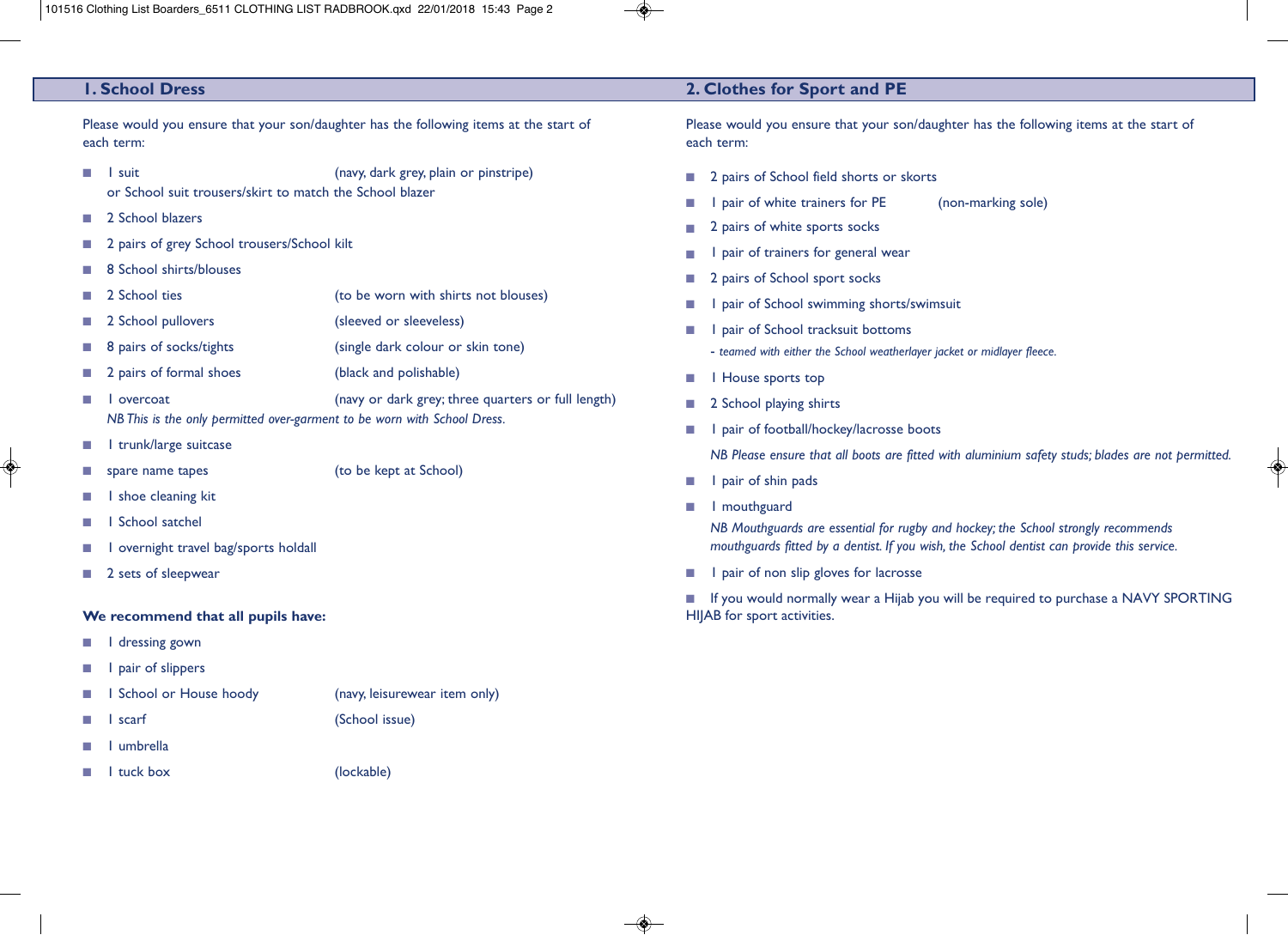## 1. School Dress

Please would you ensure that your son/daughter has the following items at the start of each term:

- 1 suit (navy, dark grey, plain or pinstripe)
  or School suit trousers/skirt to match the School blazer
- 2 School blazers
- 2 pairs of grey School trousers/School kilt
- 8 School shirts/blouses
- 2 School ties (to be worn with shirts not blouses)
- 2 School pullovers (sleeved or sleeveless)
- 8 pairs of socks/tights (single dark colour or skin tone)
- 2 pairs of formal shoes (black and polishable)
- 1 overcoat (navy or dark grey; three quarters or full length)
  *NB This is the only permitted over-garment to be worn with School Dress.*
- 1 trunk/large suitcase
- spare name tapes (to be kept at School)
- 1 shoe cleaning kit
- 1 School satchel
- 1 overnight travel bag/sports holdall
- 2 sets of sleepwear

**We recommend that all pupils have:**

- 1 dressing gown
- 1 pair of slippers
- 1 School or House hoody (navy, leisurewear item only)
- 1 scarf (School issue)
- 1 umbrella
- 1 tuck box (lockable)

## 2. Clothes for Sport and PE

Please would you ensure that your son/daughter has the following items at the start of each term:

- 2 pairs of School field shorts or skorts
- 1 pair of white trainers for PE (non-marking sole)
- 2 pairs of white sports socks
- 1 pair of trainers for general wear
- 2 pairs of School sport socks
- 1 pair of School swimming shorts/swimsuit
- 1 pair of School tracksuit bottoms
  - *teamed with either the School weatherlayer jacket or midlayer fleece.*
- 1 House sports top
- 2 School playing shirts
- 1 pair of football/hockey/lacrosse boots

  *NB Please ensure that all boots are fitted with aluminium safety studs; blades are not permitted.*
- 1 pair of shin pads
- 1 mouthguard
  *NB Mouthguards are essential for rugby and hockey; the School strongly recommends mouthguards fitted by a dentist. If you wish, the School dentist can provide this service.*
- 1 pair of non slip gloves for lacrosse
- If you would normally wear a Hijab you will be required to purchase a NAVY SPORTING HIJAB for sport activities.